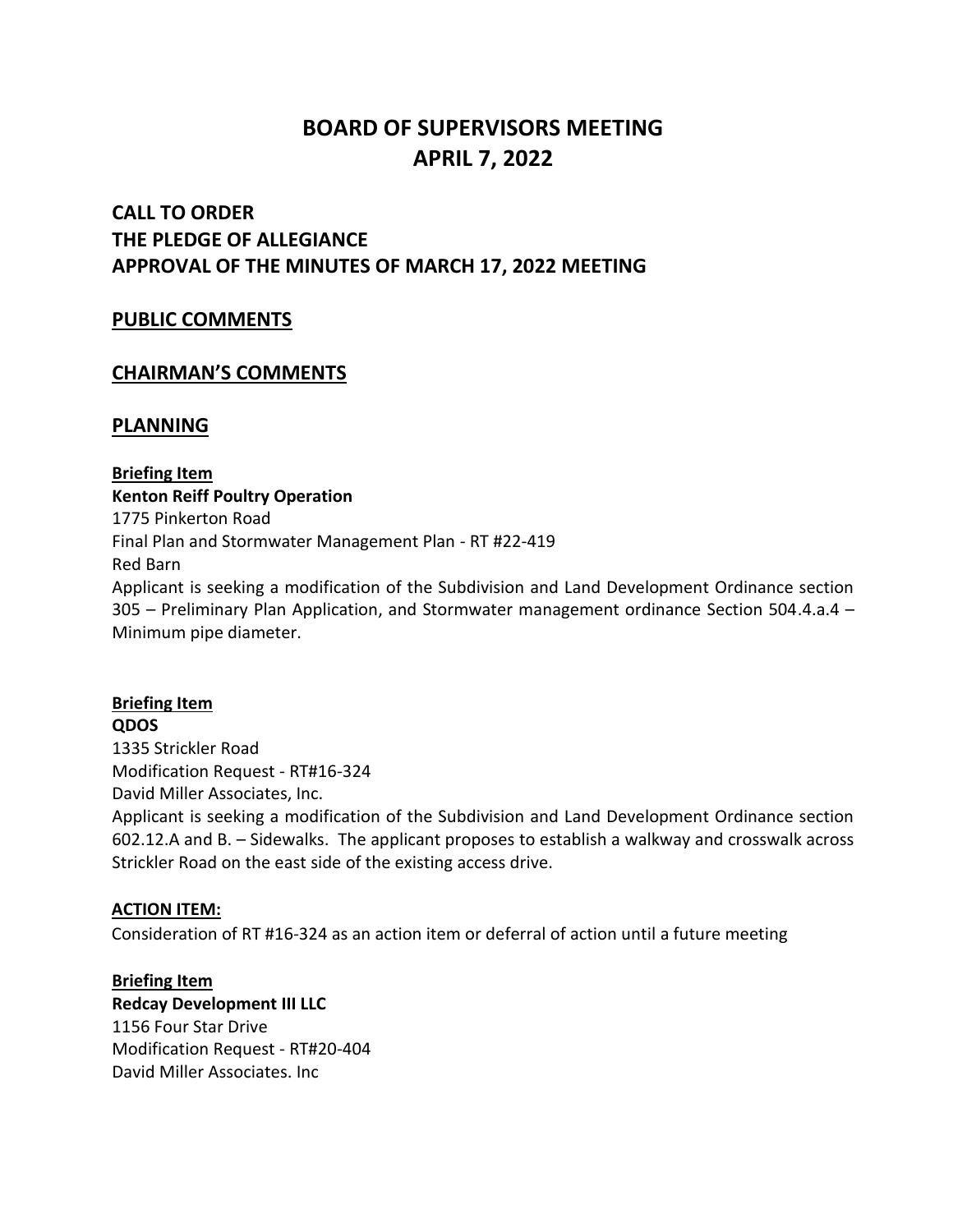# BOARD OF SUPERVISORS MEETING
# APRIL 7, 2022

## CALL TO ORDER
## THE PLEDGE OF ALLEGIANCE
## APPROVAL OF THE MINUTES OF MARCH 17, 2022 MEETING

## PUBLIC COMMENTS

## CHAIRMAN'S COMMENTS

## PLANNING

**Briefing Item**
**Kenton Reiff Poultry Operation**
1775 Pinkerton Road
Final Plan and Stormwater Management Plan - RT #22-419
Red Barn
Applicant is seeking a modification of the Subdivision and Land Development Ordinance section 305 – Preliminary Plan Application, and Stormwater management ordinance Section 504.4.a.4 – Minimum pipe diameter.

**Briefing Item**
**QDOS**
1335 Strickler Road
Modification Request - RT#16-324
David Miller Associates, Inc.
Applicant is seeking a modification of the Subdivision and Land Development Ordinance section 602.12.A and B. – Sidewalks. The applicant proposes to establish a walkway and crosswalk across Strickler Road on the east side of the existing access drive.

**ACTION ITEM:**
Consideration of RT #16-324 as an action item or deferral of action until a future meeting

**Briefing Item**
**Redcay Development III LLC**
1156 Four Star Drive
Modification Request - RT#20-404
David Miller Associates. Inc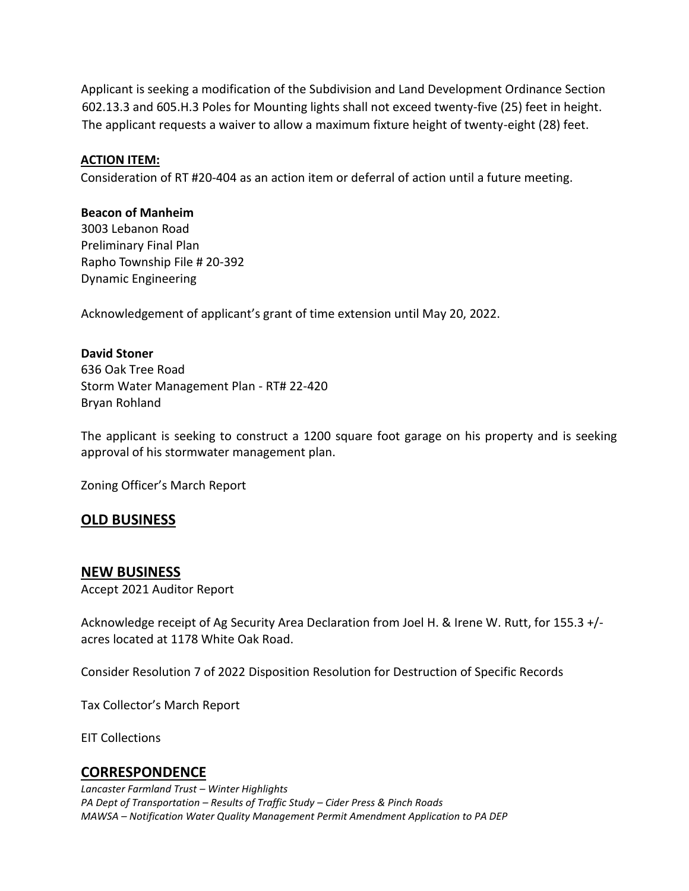Applicant is seeking a modification of the Subdivision and Land Development Ordinance Section 602.13.3 and 605.H.3 Poles for Mounting lights shall not exceed twenty-five (25) feet in height. The applicant requests a waiver to allow a maximum fixture height of twenty-eight (28) feet.

**ACTION ITEM:**

Consideration of RT #20-404 as an action item or deferral of action until a future meeting.

**Beacon of Manheim**
3003 Lebanon Road
Preliminary Final Plan
Rapho Township File # 20-392
Dynamic Engineering

Acknowledgement of applicant's grant of time extension until May 20, 2022.

**David Stoner**
636 Oak Tree Road
Storm Water Management Plan - RT# 22-420
Bryan Rohland

The applicant is seeking to construct a 1200 square foot garage on his property and is seeking approval of his stormwater management plan.

Zoning Officer's March Report

## OLD BUSINESS

## NEW BUSINESS

Accept 2021 Auditor Report

Acknowledge receipt of Ag Security Area Declaration from Joel H. & Irene W. Rutt, for 155.3 +/- acres located at 1178 White Oak Road.

Consider Resolution 7 of 2022 Disposition Resolution for Destruction of Specific Records

Tax Collector's March Report

EIT Collections

## CORRESPONDENCE

*Lancaster Farmland Trust – Winter Highlights*
*PA Dept of Transportation – Results of Traffic Study – Cider Press & Pinch Roads*
*MAWSA – Notification Water Quality Management Permit Amendment Application to PA DEP*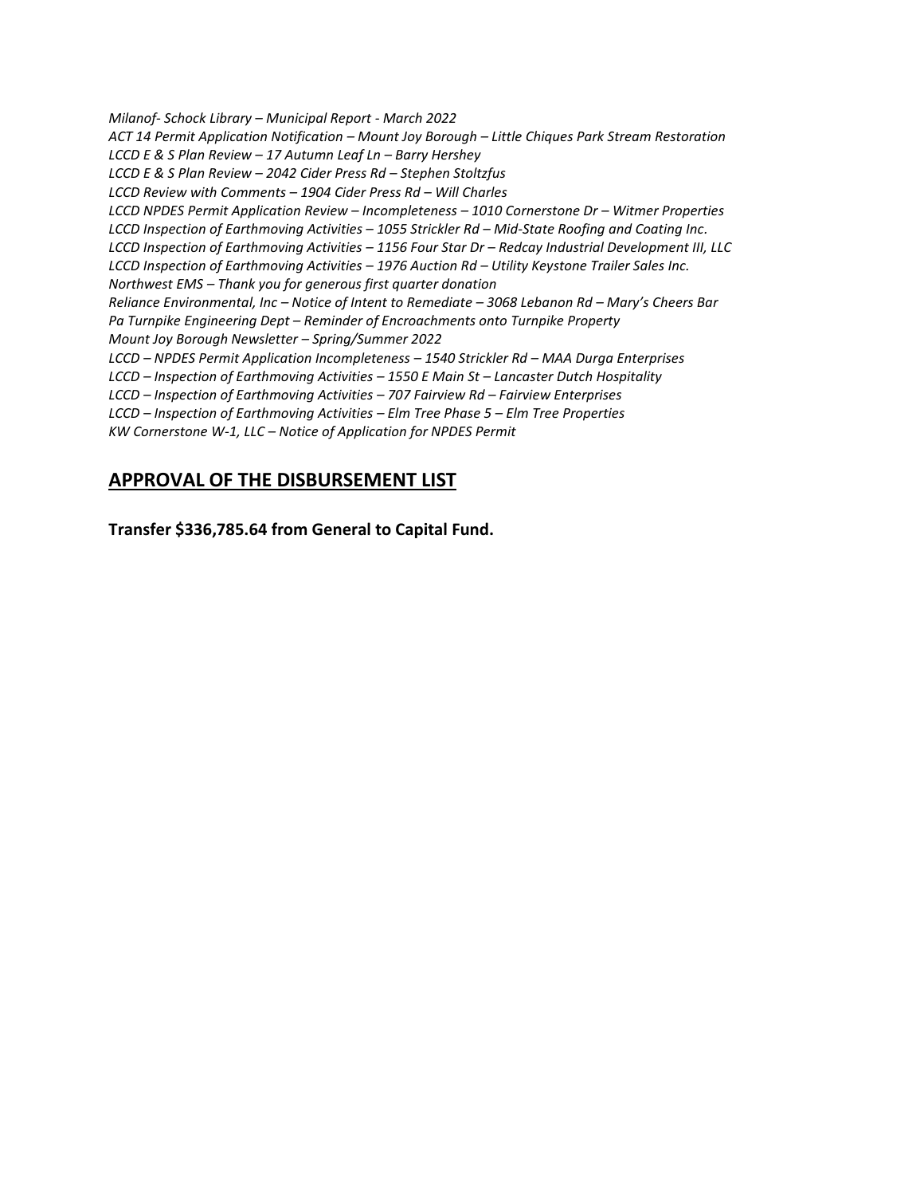*Milanof- Schock Library – Municipal Report - March 2022*
*ACT 14 Permit Application Notification – Mount Joy Borough – Little Chiques Park Stream Restoration*
*LCCD E & S Plan Review – 17 Autumn Leaf Ln – Barry Hershey*
*LCCD E & S Plan Review – 2042 Cider Press Rd – Stephen Stoltzfus*
*LCCD Review with Comments – 1904 Cider Press Rd – Will Charles*
*LCCD NPDES Permit Application Review – Incompleteness – 1010 Cornerstone Dr – Witmer Properties*
*LCCD Inspection of Earthmoving Activities – 1055 Strickler Rd – Mid-State Roofing and Coating Inc.*
*LCCD Inspection of Earthmoving Activities – 1156 Four Star Dr – Redcay Industrial Development III, LLC*
*LCCD Inspection of Earthmoving Activities – 1976 Auction Rd – Utility Keystone Trailer Sales Inc.*
*Northwest EMS – Thank you for generous first quarter donation*
*Reliance Environmental, Inc – Notice of Intent to Remediate – 3068 Lebanon Rd – Mary's Cheers Bar*
*Pa Turnpike Engineering Dept – Reminder of Encroachments onto Turnpike Property*
*Mount Joy Borough Newsletter – Spring/Summer 2022*
*LCCD – NPDES Permit Application Incompleteness – 1540 Strickler Rd – MAA Durga Enterprises*
*LCCD – Inspection of Earthmoving Activities – 1550 E Main St – Lancaster Dutch Hospitality*
*LCCD – Inspection of Earthmoving Activities – 707 Fairview Rd – Fairview Enterprises*
*LCCD – Inspection of Earthmoving Activities – Elm Tree Phase 5 – Elm Tree Properties*
*KW Cornerstone W-1, LLC – Notice of Application for NPDES Permit*

## APPROVAL OF THE DISBURSEMENT LIST

**Transfer $336,785.64 from General to Capital Fund.**